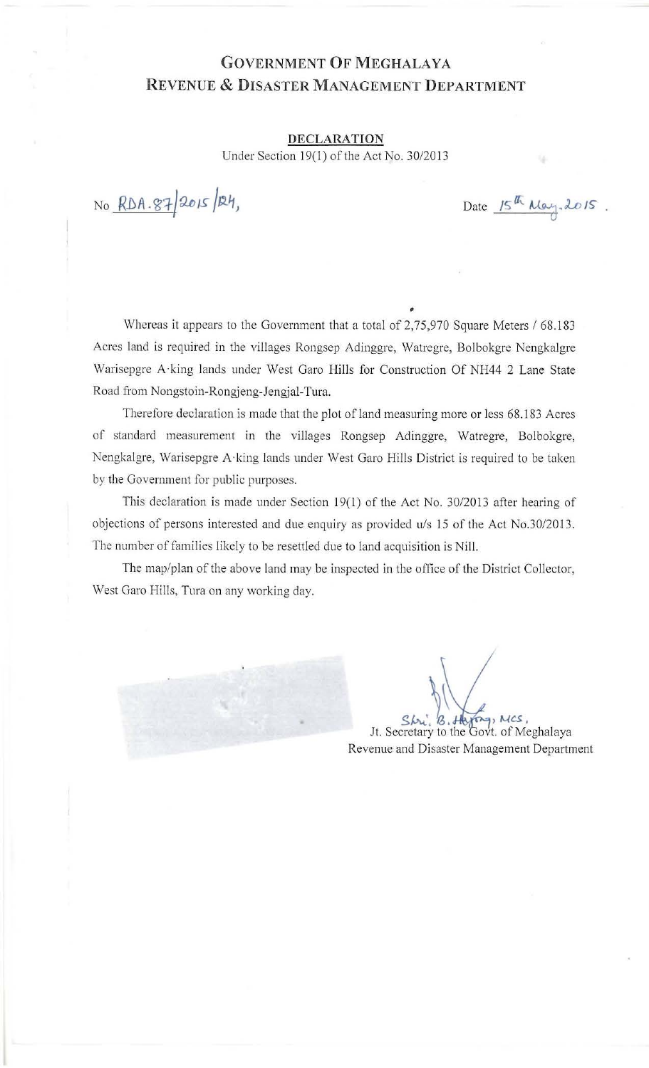# GOVERNMENT OF MEGHALAYA
## REVENUE & DISASTER MANAGEMENT DEPARTMENT

**DECLARATION**

Under Section 19(1) of the Act No. 30/2013

No RDA.87/2015/124,

Date 15th May, 2015.

Whereas it appears to the Government that a total of 2,75,970 Square Meters / 68.183 Acres land is required in the villages Rongsep Adinggre, Watregre, Bolbokgre Nengkalgre Warisepgre A·king lands under West Garo Hills for Construction Of NH44 2 Lane State Road from Nongstoin-Rongjeng-Jengjal-Tura.

Therefore declaration is made that the plot of land measuring more or less 68.183 Acres of standard measurement in the villages Rongsep Adinggre, Watregre, Bolbokgre, Nengkalgre, Warisepgre A·king lands under West Garo Hills District is required to be taken by the Government for public purposes.

This declaration is made under Section 19(1) of the Act No. 30/2013 after hearing of objections of persons interested and due enquiry as provided u/s 15 of the Act No.30/2013. The number of families likely to be resettled due to land acquisition is Nill.

The map/plan of the above land may be inspected in the office of the District Collector, West Garo Hills, Tura on any working day.

Shri. B. Hajong, MCS,
Jt. Secretary to the Govt. of Meghalaya
Revenue and Disaster Management Department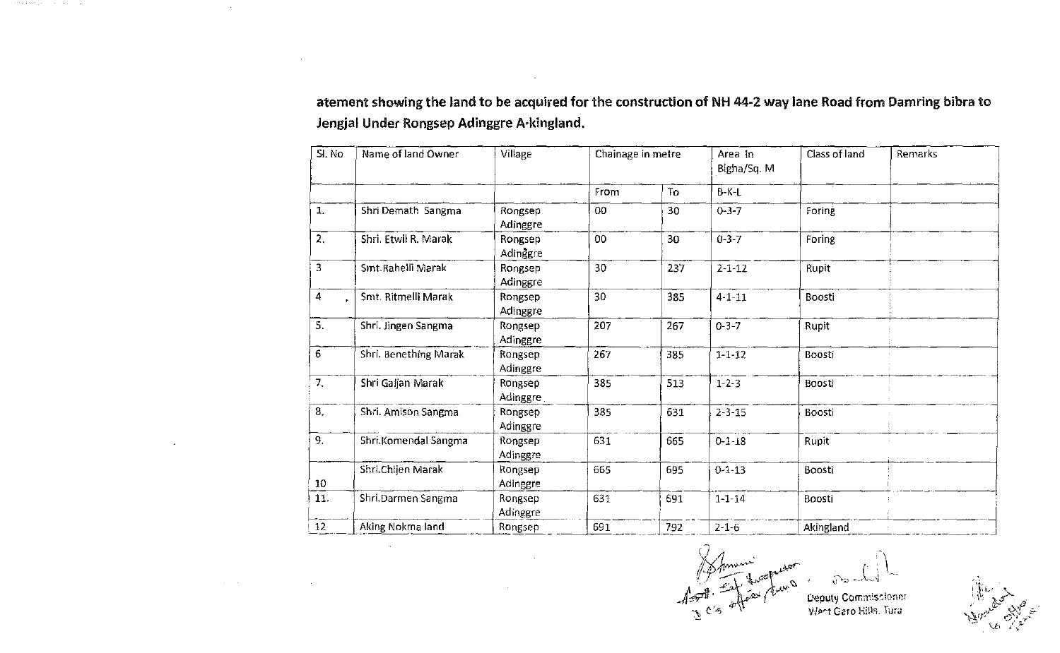**atement showing the land to be acquired for the construction of NH 44-2 way lane Road from Damring bibra to Jengjal Under Rongsep Adinggre A-kingland.**

| Sl. No | Name of land Owner | Village | Chainage in metre | | Area in Bigha/Sq. M | Class of land | Remarks |
|---|---|---|---|---|---|---|---|
| | | | From | To | B-K-L | | |
| 1. | Shri Demath Sangma | Rongsep Adinggre | 00 | 30 | 0-3-7 | Foring | |
| 2. | Shri. Etwil R. Marak | Rongsep Adinggre | 00 | 30 | 0-3-7 | Foring | |
| 3 | Smt.Rahelli Marak | Rongsep Adinggre | 30 | 237 | 2-1-12 | Rupit | |
| 4 | Smt. Ritmelli Marak | Rongsep Adinggre | 30 | 385 | 4-1-11 | Boosti | |
| 5. | Shri. Jingen Sangma | Rongsep Adinggre | 207 | 267 | 0-3-7 | Rupit | |
| 6 | Shri. Benething Marak | Rongsep Adinggre | 267 | 385 | 1-1-12 | Boosti | |
| 7. | Shri Galjan Marak | Rongsep Adinggre | 385 | 513 | 1-2-3 | Boosti | |
| 8. | Shri. Amison Sangma | Rongsep Adinggre | 385 | 631 | 2-3-15 | Boosti | |
| 9. | Shri.Komendal Sangma | Rongsep Adinggre | 631 | 665 | 0-1-18 | Rupit | |
| 10 | Shri.Chijen Marak | Rongsep Adinggre | 665 | 695 | 0-1-13 | Boosti | |
| 11. | Shri.Darmen Sangma | Rongsep Adinggre | 631 | 691 | 1-1-14 | Boosti | |
| 12 | Aking Nokma land | Rongsep | 691 | 792 | 2-1-6 | Akingland | |

Asstt. Sett. Inspector
D C's office, Tura

Deputy Commissioner
West Garo Hills, Tura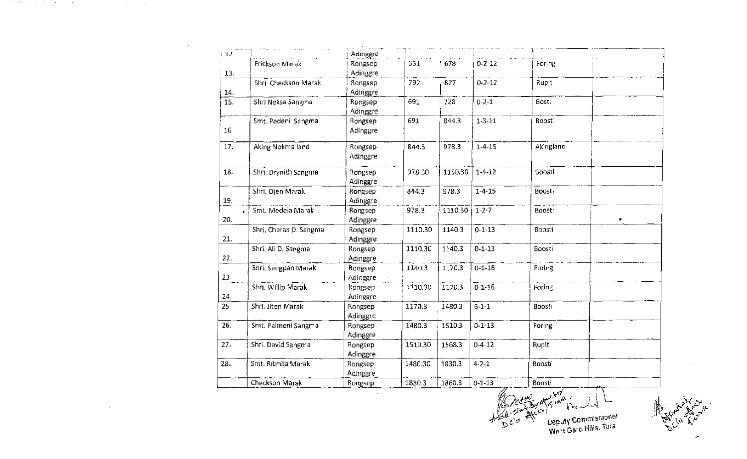| | | | | | | | |
|---|---|---|---|---|---|---|---|
| 12 | | Adinggre | | | | | |
| 13. | Frickson Marak | Rongsep Adinggre | 631 | 678 | 0-2-12 | Foring | |
| 14. | Shri. Checkson Marak | Rongsep Adinggre | 792 | 827 | 0-2-12 | Rupit | |
| 15. | Shri Neksa Sangma | Rongsep Adinggre | 691 | 728 | 0-2-1 | Bosti | |
| 16 | Smt. Padeni Sangma | Rongsep Adinggre | 691 | 844.3 | 1-3-11 | Boosti | |
| 17. | Aking Nokma land | Rongsep Adinggre | 844.3 | 978.3 | 1-4-15 | Akingland | |
| 18. | Shri. Drynith Sangma | Rongsep Adinggre | 978.30 | 1150.30 | 1-4-12 | Boosti | |
| 19. | Shri. Ojen Marak | Rongsep Adinggre | 844.3 | 978.3 | 1-4-15 | Boosti | |
| 20. | Smt. Medela Marak | Rongsep Adinggre | 978.3 | 1110.30 | 1-2-7 | Boosti | |
| 21. | Shri. Cherak D. Sangma | Rongsep Adinggre | 1110.30 | 1140.3 | 0-1-13 | Boosti | |
| 22. | Shri. Ali D. Sangma | Rongsep Adinggre | 1110.30 | 1140.3 | 0-1-13 | Boosti | |
| 23 | Shri. Sengpan Marak | Rongsep Adinggre | 1140.3 | 1170.3 | 0-1-16 | Foring | |
| 24 | Shri. Willip Marak | Rongsep Adinggre | 1110.30 | 1170.3 | 0-1-16 | Foring | |
| 25 | Shri. Jiten Marak | Rongsep Adinggre | 1170.3 | 1480.3 | 6-1-1 | Boosti | |
| 26. | Smt. Palmeni Sangma | Rongsep Adinggre | 1480.3 | 1510.3 | 0-1-13 | Foring | |
| 27. | Shri. David Sangma | Rongsep Adinggre | 1510.30 | 1568.3 | 0-4-12 | Rupit | |
| 28. | Smt. Ritmlia Marak | Rongsep Adinggre | 1480.30 | 1830.3 | 4-2-1 | Boosti | |
| | Checkson Marak | Rongsep | 1830.3 | 1860.3 | 0-1-13 | Boosti | |

Asstt. Supt. Inspector, DC's Office, Tura

Deputy Commissioner
West Garo Hills, Tura

Head Mandal, DC's office, Tura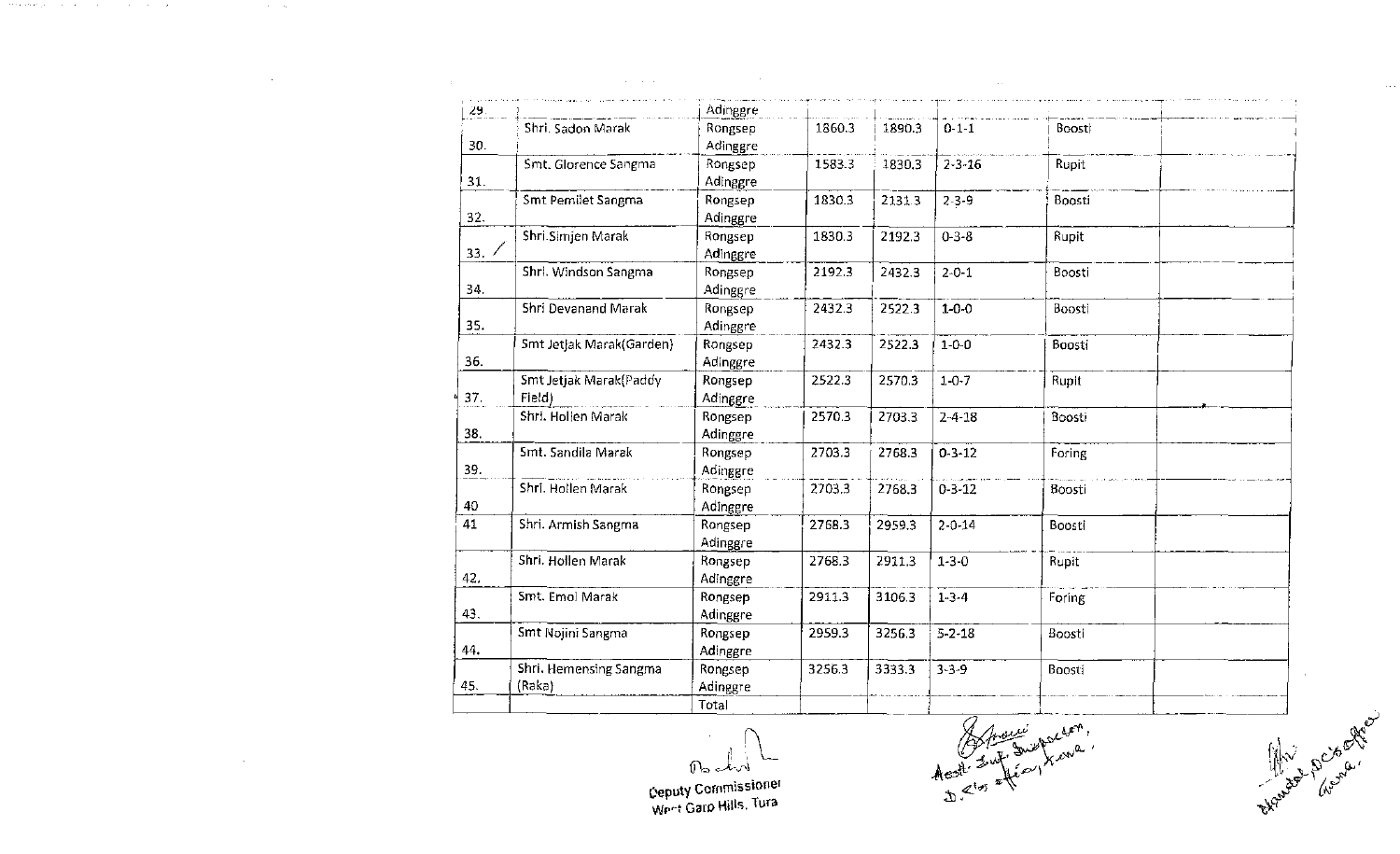| | | | | | | | |
|---|---|---|---|---|---|---|---|
| 29. | | Adinggre | | | | | |
| 30. | Shri. Sadon Marak | Rongsep Adinggre | 1860.3 | 1890.3 | 0-1-1 | Boosti | |
| 31. | Smt. Glorence Sangma | Rongsep Adinggre | 1583.3 | 1830.3 | 2-3-16 | Rupit | |
| 32. | Smt Pemilet Sangma | Rongsep Adinggre | 1830.3 | 2131.3 | 2-3-9 | Boosti | |
| 33. | Shri.Simjen Marak | Rongsep Adinggre | 1830.3 | 2192.3 | 0-3-8 | Rupit | |
| 34. | Shri. Windson Sangma | Rongsep Adinggre | 2192.3 | 2432.3 | 2-0-1 | Boosti | |
| 35. | Shri Devanand Marak | Rongsep Adinggre | 2432.3 | 2522.3 | 1-0-0 | Boosti | |
| 36. | Smt Jetjak Marak(Garden) | Rongsep Adinggre | 2432.3 | 2522.3 | 1-0-0 | Boosti | |
| 37. | Smt Jetjak Marak(Paddy Field) | Rongsep Adinggre | 2522.3 | 2570.3 | 1-0-7 | Rupit | |
| 38. | Shri. Hollen Marak | Rongsep Adinggre | 2570.3 | 2703.3 | 2-4-18 | Boosti | |
| 39. | Smt. Sandila Marak | Rongsep Adinggre | 2703.3 | 2768.3 | 0-3-12 | Foring | |
| 40 | Shri. Hollen Marak | Rongsep Adinggre | 2703.3 | 2768.3 | 0-3-12 | Boosti | |
| 41 | Shri. Armish Sangma | Rongsep Adinggre | 2768.3 | 2959.3 | 2-0-14 | Boosti | |
| 42. | Shri. Hollen Marak | Rongsep Adinggre | 2768.3 | 2911.3 | 1-3-0 | Rupit | |
| 43. | Smt. Emol Marak | Rongsep Adinggre | 2911.3 | 3106.3 | 1-3-4 | Foring | |
| 44. | Smt Nojini Sangma | Rongsep Adinggre | 2959.3 | 3256.3 | 5-2-18 | Boosti | |
| 45. | Shri. Hemensing Sangma (Raka) | Rongsep Adinggre | 3256.3 | 3333.3 | 3-3-9 | Boosti | |
| | | Total | | | | | |

Deputy Commissioner
West Garo Hills, Tura

Asstt. Sup. Inspector, D.C's office, Tura.

Mandal, DC's office Tura.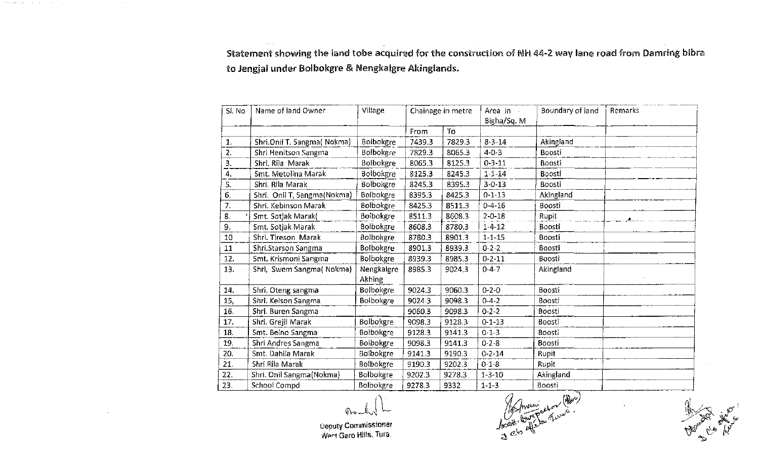**Statement showing the land tobe acquired for the construction of NH 44-2 way lane road from Damring bibra to Jengjal under Bolbokgre & Nengkalgre Akinglands.**

| Sl. No | Name of land Owner | Village | Chainage in metre | | Area in Bigha/Sq. M | Boundary of land | Remarks |
|---|---|---|---|---|---|---|---|
| | | | From | To | | | |
| 1. | Shri.Onil T. Sangma( Nokma) | Bolbokgre | 7439.3 | 7829.3 | 8-3-14 | Akingland | |
| 2. | Shri Henitson Sangma | Bolbokgre | 7829.3 | 8065.3 | 4-0-3 | Boosti | |
| 3. | Shri. Rila Marak | Bolbokgre | 8065.3 | 8125.3 | 0-3-11 | Boosti | |
| 4. | Smt. Metolina Marak | Bolbokgre | 8125.3 | 8245.3 | 1-1-14 | Boosti | |
| 5. | Shri. Rila Marak | Bolbokgre | 8245.3 | 8395.3 | 3-0-13 | Boosti | |
| 6. | Shri. Onil T, Sangma(Nokma) | Bolbokgre | 8395.3 | 8425.3 | 0-1-13 | Akingland | |
| 7. | Shri. Kebinson Marak | Bolbokgre | 8425.3 | 8511.3 | 0-4-16 | Boosti | |
| 8. | Smt. Sotjak Marak( | Bolbokgre | 8511.3 | 8608.3 | 2-0-18 | Rupit | |
| 9. | Smt. Sotjak Marak | Bolbokgre | 8608.3 | 8780.3 | 1-4-12 | Boosti | |
| 10 | Shri. Tireson Marak | Bolbokgre | 8780.3 | 8901.3 | 1-1-15 | Boosti | |
| 11 | Shri.Starson Sangma | Bolbokgre | 8901.3 | 8939.3 | 0-2-2 | Boosti | |
| 12. | Smt. Krismoni Sangma | Bolbokgre | 8939.3 | 8985.3 | 0-2-11 | Boosti | |
| 13. | Shri, Swem Sangma( Nokma) | Nengkalgre Akhing | 8985.3 | 9024.3 | 0-4-7 | Akingland | |
| 14. | Shri. Oteng sangma | Bolbokgre | 9024.3 | 9060.3 | 0-2-0 | Boosti | |
| 15, | Shri. Kelson Sangma | Bolbokgre | 9024.3 | 9098.3 | 0-4-2 | Boosti | |
| 16. | Shri. Buren Sangma | | 9060.3 | 9098.3 | 0-2-2 | Boosti | |
| 17. | Shri. Grejil Marak | Bolbokgre | 9098.3 | 9128.3 | 0-1-13 | Boosti | |
| 18. | Smt. Belno Sangma | Bolbokgre | 9128.3 | 9141.3 | 0-1-3 | Boosti | |
| 19. | Shri Andres Sangma | Bolbokgre | 9096.3 | 9141.3 | 0-2-8 | Boosti | |
| 20. | Smt. Dahila Marak | Bolbokgre | 9141.3 | 9190.3 | 0-2-14 | Rupit | |
| 21. | Shri Rila Marak | Bolbokgre | 9190.3 | 9202.3 | 0-1-8 | Rupit | |
| 22. | Shri. Onil Sangma(Nokma) | Bolbokgre | 9202.3 | 9278.3 | 1-3-10 | Akingland | |
| 23. | School Compd | Bolbokgre | 9278.3 | 9332 | 1-1-3 | Boosti | |

Deputy Commissioner
West Garo Hills, Tura.

Asstt. Inspector (Rev)
D.C's office Tura.

Mandal
D.C's office Tura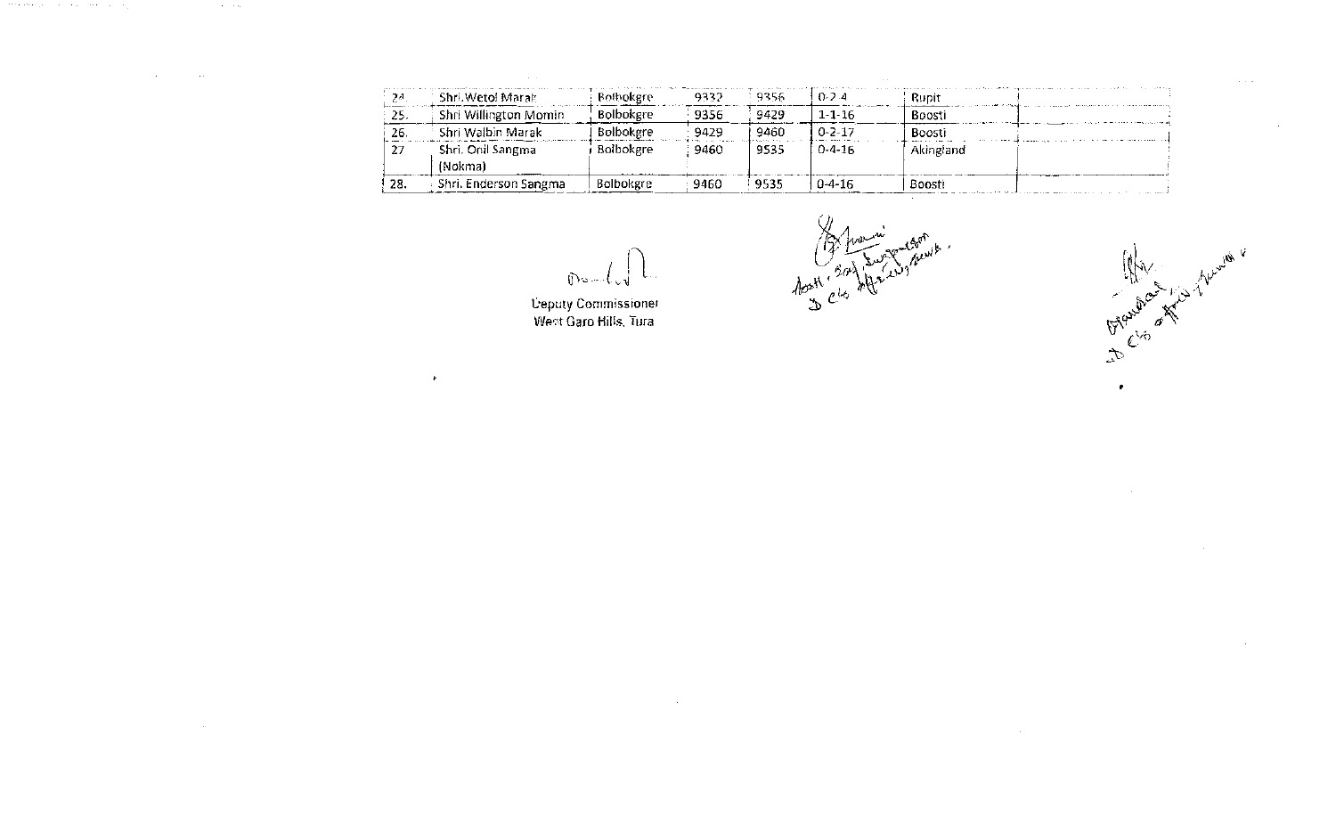| | | | | | | | |
|---|---|---|---|---|---|---|---|
| 24 | Shri.Wetol Marak | Bolbokgre | 9332 | 9356 | 0-2-4 | Rupit | |
| 25. | Shri Willington Momin | Bolbokgre | 9356 | 9429 | 1-1-16 | Boosti | |
| 26. | Shri Walbin Marak | Bolbokgre | 9429 | 9460 | 0-2-17 | Boosti | |
| 27 | Shri. Onil Sangma (Nokma) | Bolbokgre | 9460 | 9535 | 0-4-16 | Akingland | |
| 28. | Shri. Enderson Sangma | Bolbokgre | 9460 | 9535 | 0-4-16 | Boosti | |

Deputy Commissioner
West Garo Hills, Tura

Asstt. Sett. Supervisor
D C's Office, Tura.

Mandal
D C's office, Tura.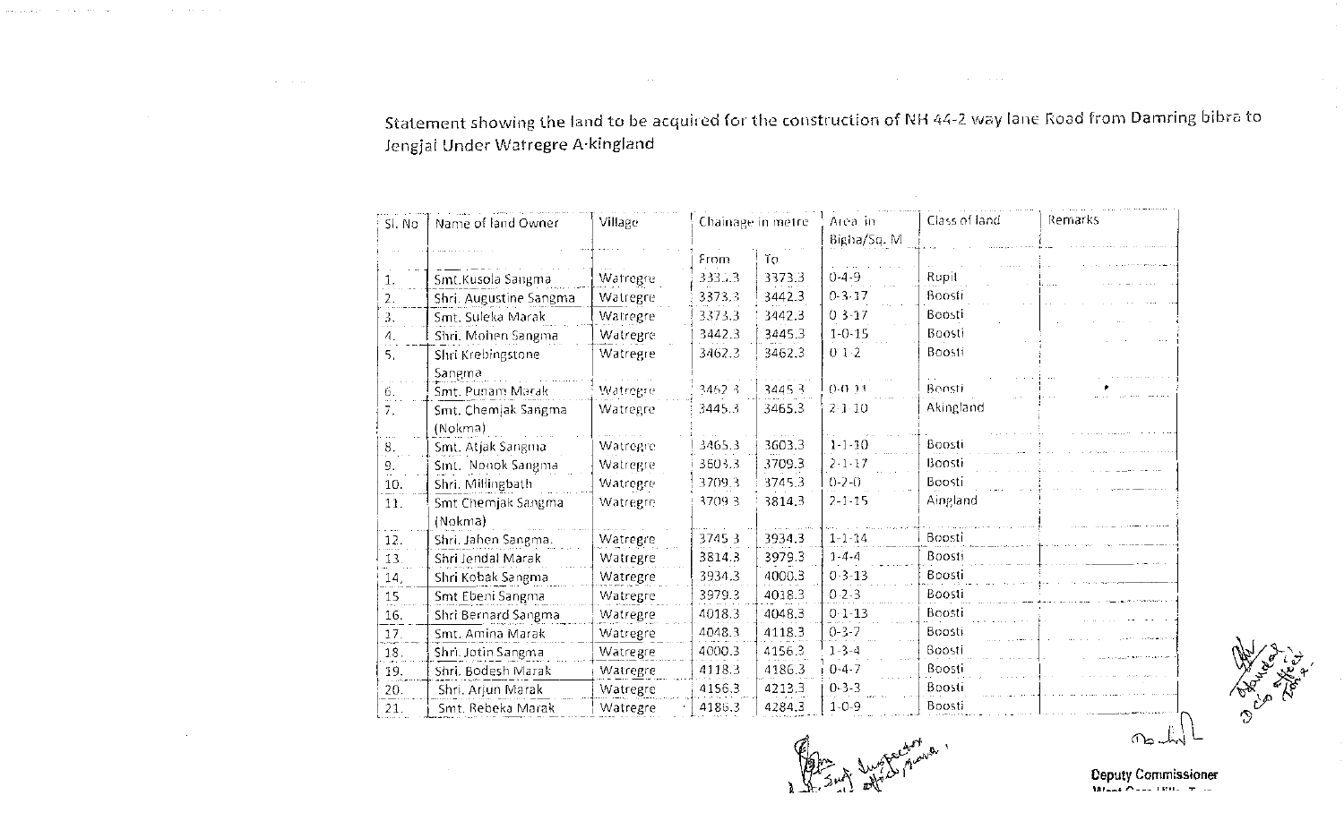Statement showing the land to be acquired for the construction of NH 44-2 way lane Road from Damring bibra to Jengjal Under Watregre A-kingland

| Sl. No | Name of land Owner | Village | Chainage in metre | | Area in Bigha/Sq. M | Class of land | Remarks |
|---|---|---|---|---|---|---|---|
| | | | From | To | | | |
| 1. | Smt.Kusola Sangma | Watregre | 333..3 | 3373.3 | 0-4-9 | Rupit | |
| 2. | Shri. Augustine Sangma | Watregre | 3373.3 | 3442.3 | 0-3-17 | Boosti | |
| 3. | Smt. Suleka Marak | Watregre | 3373.3 | 3442.3 | 0 3-17 | Boosti | |
| 4. | Shri. Mohen Sangma | Watregre | 3442.3 | 3445.3 | 1-0-15 | Boosti | |
| 5. | Shri Krebingstone Sangma | Watregre | 3462.3 | 3462.3 | 0 1-2 | Boosti | |
| 6. | Smt. Punam Marak | Watregre | 3462.3 | 3445.3 | 0-0-11 | Boosti | |
| 7. | Smt. Chemjak Sangma (Nokma) | Watregre | 3445.3 | 3465.3 | 2-1-10 | Akingland | |
| 8. | Smt. Atjak Sangma | Watregre | 3465.3 | 3603.3 | 1-1-10 | Boosti | |
| 9. | Smt. Nonok Sangma | Watregre | 3603.3 | 3709.3 | 2-1-17 | Boosti | |
| 10. | Shri. Millingbath | Watregre | 3709.3 | 3745.3 | 0-2-0 | Boosti | |
| 11. | Smt Chemjak Sangma (Nokma) | Watregre | 3709.3 | 3814.3 | 2-1-15 | Aingland | |
| 12. | Shri. Jahen Sangma. | Watregre | 3745.3 | 3934.3 | 1-1-14 | Boosti | |
| 13. | Shri Jendal Marak | Watregre | 3814.3 | 3979.3 | 1-4-4 | Boosti | |
| 14. | Shri Kobak Sangma | Watregre | 3934.3 | 4000.3 | 0-3-13 | Boosti | |
| 15 | Smt Ebeni Sangma | Watregre | 3979.3 | 4018.3 | 0 2-3 | Boosti | |
| 16. | Shri Bernard Sangma | Watregre | 4018.3 | 4048.3 | 0-1-13 | Boosti | |
| 17. | Smt. Amina Marak | Watregre | 4048.3 | 4118.3 | 0-3-7 | Boosti | |
| 18. | Shri. Jotin Sangma | Watregre | 4000.3 | 4156.3 | 1-3-4 | Boosti | |
| 19. | Shri. Bodesh Marak | Watregre | 4118.3 | 4186.3 | 0-4-7 | Boosti | |
| 20. | Shri. Arjun Marak | Watregre | 4156.3 | 4213.3 | 0-3-3 | Boosti | |
| 21. | Smt. Rebeka Marak | Watregre | 4186.3 | 4284.3 | 1-0-9 | Boosti | |

Supt. Inspector, D.C's office, Tura

Deputy Commissioner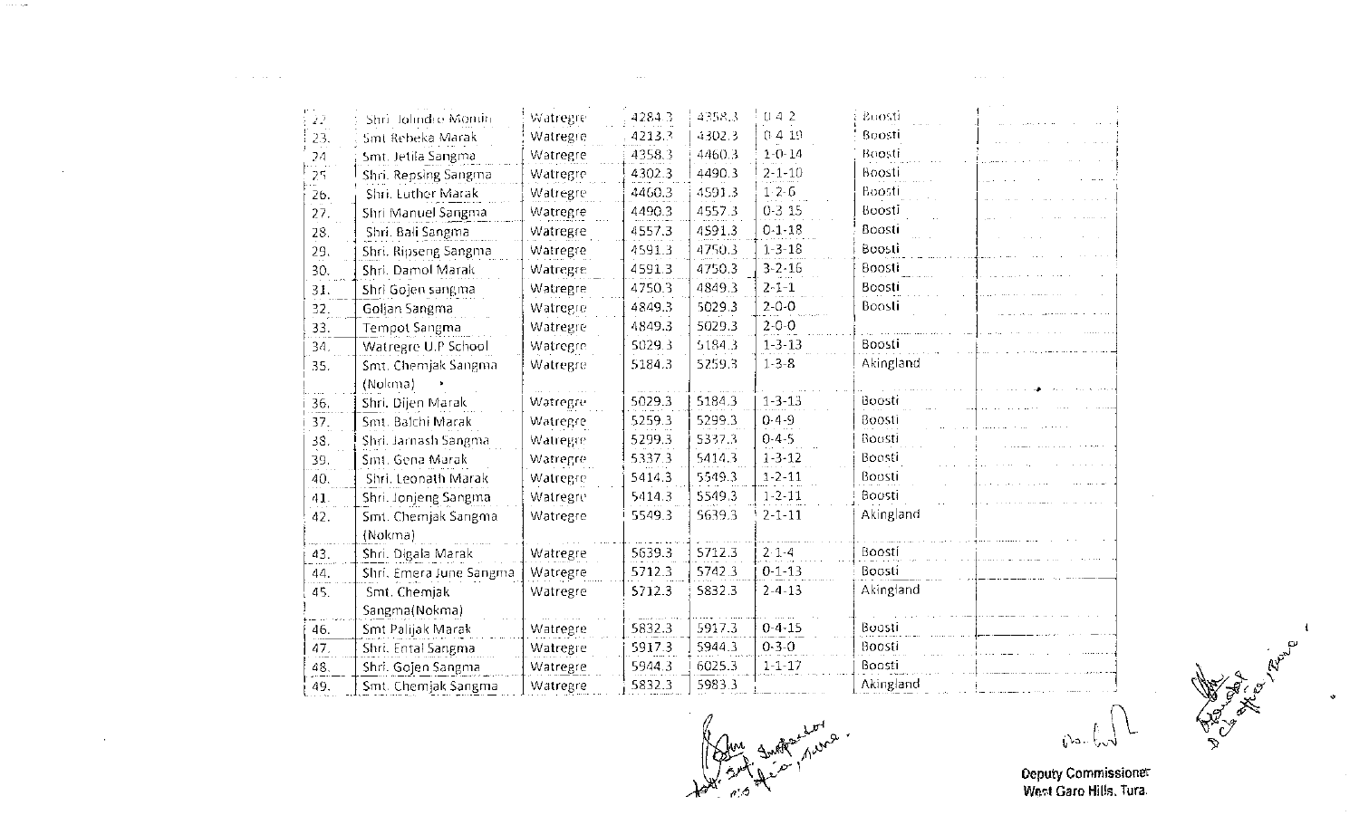| | | | | | | | |
|---|---|---|---|---|---|---|---|
| 22. | Shri. Jolindro Momin | Watregre | 4284.3 | 4358.3 | 0-4-2 | Boosti | |
| 23. | Smt Rebeka Marak | Watregre | 4213.3 | 4302.3 | 0-4-19 | Boosti | |
| 24. | Smt. Jetila Sangma | Watregre | 4358.3 | 4460.3 | 1-0-14 | Boosti | |
| 25. | Shri. Repsing Sangma | Watregre | 4302.3 | 4490.3 | 2-1-10 | Boosti | |
| 26. | Shri. Luther Marak | Watregre | 4460.3 | 4591.3 | 1-2-6 | Boosti | |
| 27. | Shri Manuel Sangma | Watregre | 4490.3 | 4557.3 | 0-3-15 | Boosti | |
| 28. | Shri. Bali Sangma | Watregre | 4557.3 | 4591.3 | 0-1-18 | Boosti | |
| 29. | Shri. Ripseng Sangma | Watregre | 4591.3 | 4750.3 | 1-3-18 | Boosti | |
| 30. | Shri. Damol Marak | Watregre | 4591.3 | 4750.3 | 3-2-16 | Boosti | |
| 31. | Shri Gojen sangma | Watregre | 4750.3 | 4849.3 | 2-1-1 | Boosti | |
| 32. | Goljan Sangma | Watregre | 4849.3 | 5029.3 | 2-0-0 | Boosti | |
| 33. | Tempot Sangma | Watregre | 4849.3 | 5029.3 | 2-0-0 | | |
| 34. | Watregre U.P School | Watregre | 5029.3 | 5184.3 | 1-3-13 | Boosti | |
| 35. | Smt. Chemjak Sangma (Nokma) | Watregre | 5184.3 | 5259.3 | 1-3-8 | Akingland | |
| 36. | Shri. Dijen Marak | Watregre | 5029.3 | 5184.3 | 1-3-13 | Boosti | |
| 37. | Smt. Balchi Marak | Watregre | 5259.3 | 5299.3 | 0-4-9 | Boosti | |
| 38. | Shri. Jarnash Sangma | Watregre | 5299.3 | 5337.3 | 0-4-5 | Boosti | |
| 39. | Smt. Gena Marak | Watregre | 5337.3 | 5414.3 | 1-3-12 | Boosti | |
| 40. | Shri. Leonath Marak | Watregre | 5414.3 | 5549.3 | 1-2-11 | Boosti | |
| 41. | Shri. Jonjeng Sangma | Watregre | 5414.3 | 5549.3 | 1-2-11 | Boosti | |
| 42. | Smt. Chemjak Sangma (Nokma) | Watregre | 5549.3 | 5639.3 | 2-1-11 | Akingland | |
| 43. | Shri. Digala Marak | Watregre | 5639.3 | 5712.3 | 2-1-4 | Boosti | |
| 44. | Shri. Emera June Sangma | Watregre | 5712.3 | 5742.3 | 0-1-13 | Boosti | |
| 45. | Smt. Chemjak Sangma(Nokma) | Watregre | 5712.3 | 5832.3 | 2-4-13 | Akingland | |
| 46. | Smt Palijak Marak | Watregre | 5832.3 | 5917.3 | 0-4-15 | Boosti | |
| 47. | Shri. Ental Sangma | Watregre | 5917.3 | 5944.3 | 0-3-0 | Boosti | |
| 48. | Shri. Gojen Sangma | Watregre | 5944.3 | 6025.3 | 1-1-17 | Boosti | |
| 49. | Smt. Chemjak Sangma | Watregre | 5832.3 | 5983.3 | | Akingland | |

Asst. Supdt. Inspector, Tura

Deputy Commissioner
West Garo Hills, Tura.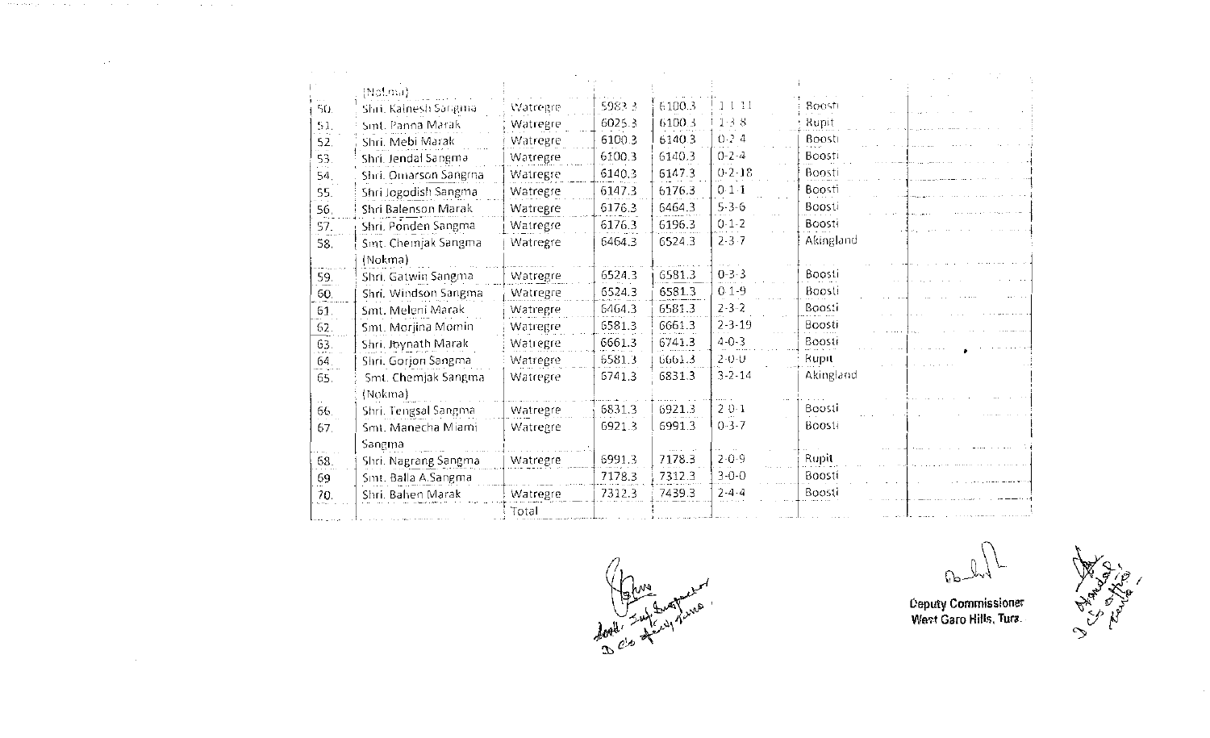| | (Nokma) | | | | | | |
|---|---|---|---|---|---|---|---|
| 50. | Shri. Kalnesh Sangma | Watregre | 5983.3 | 6100.3 | 1-1-11 | Boosti | |
| 51. | Smt. Panna Marak | Watregre | 6025.3 | 6100.3 | 1-3-8 | Rupit | |
| 52. | Shri. Mebi Marak | Watregre | 6100.3 | 6140.3 | 0-2-4 | Boosti | |
| 53. | Shri. Jendal Sangma | Watregre | 6100.3 | 6140.3 | 0-2-4 | Boosti | |
| 54. | Shri. Omarson Sangma | Watregre | 6140.3 | 6147.3 | 0-2-18 | Boosti | |
| 55. | Shri Jogodish Sangma | Watregre | 6147.3 | 6176.3 | 0-1-1 | Boosti | |
| 56. | Shri Balenson Marak | Watregre | 6176.3 | 6464.3 | 5-3-6 | Boosti | |
| 57. | Shri. Ponden Sangma | Watregre | 6176.3 | 6196.3 | 0-1-2 | Boosti | |
| 58. | Smt. Chemjak Sangma (Nokma) | Watregre | 6464.3 | 6524.3 | 2-3-7 | Akingland | |
| 59. | Shri. Gatwin Sangma | Watregre | 6524.3 | 6581.3 | 0-3-3 | Boosti | |
| 60. | Shri. Windson Sangma | Watregre | 6524.3 | 6581.3 | 0-1-9 | Boosti | |
| 61. | Smt. Meleni Marak | Watregre | 6464.3 | 6581.3 | 2-3-2 | Boosti | |
| 62. | Smt. Morjina Momin | Watregre | 6581.3 | 6661.3 | 2-3-19 | Boosti | |
| 63. | Shri. Joynath Marak | Watregre | 6661.3 | 6741.3 | 4-0-3 | Boosti | |
| 64. | Shri. Gorjon Sangma | Watregre | 6581.3 | 6661.3 | 2-0-0 | Rupit | |
| 65. | Smt. Chemjak Sangma (Nokma) | Watregre | 6741.3 | 6831.3 | 3-2-14 | Akingland | |
| 66. | Shri. Tengsal Sangma | Watregre | 6831.3 | 6921.3 | 2-0-1 | Boosti | |
| 67. | Smt. Manecha Miami Sangma | Watregre | 6921.3 | 6991.3 | 0-3-7 | Boosti | |
| 68. | Shri. Nagrang Sangma | Watregre | 6991.3 | 7178.3 | 2-0-9 | Rupit | |
| 69 | Smt. Balla A.Sangma | | 7178.3 | 7312.3 | 3-0-0 | Boosti | |
| 70. | Shri. Bahen Marak | Watregre | 7312.3 | 7439.3 | 2-4-4 | Boosti | |
| | | Total | | | | | |

Deputy Commissioner
West Garo Hills, Tura.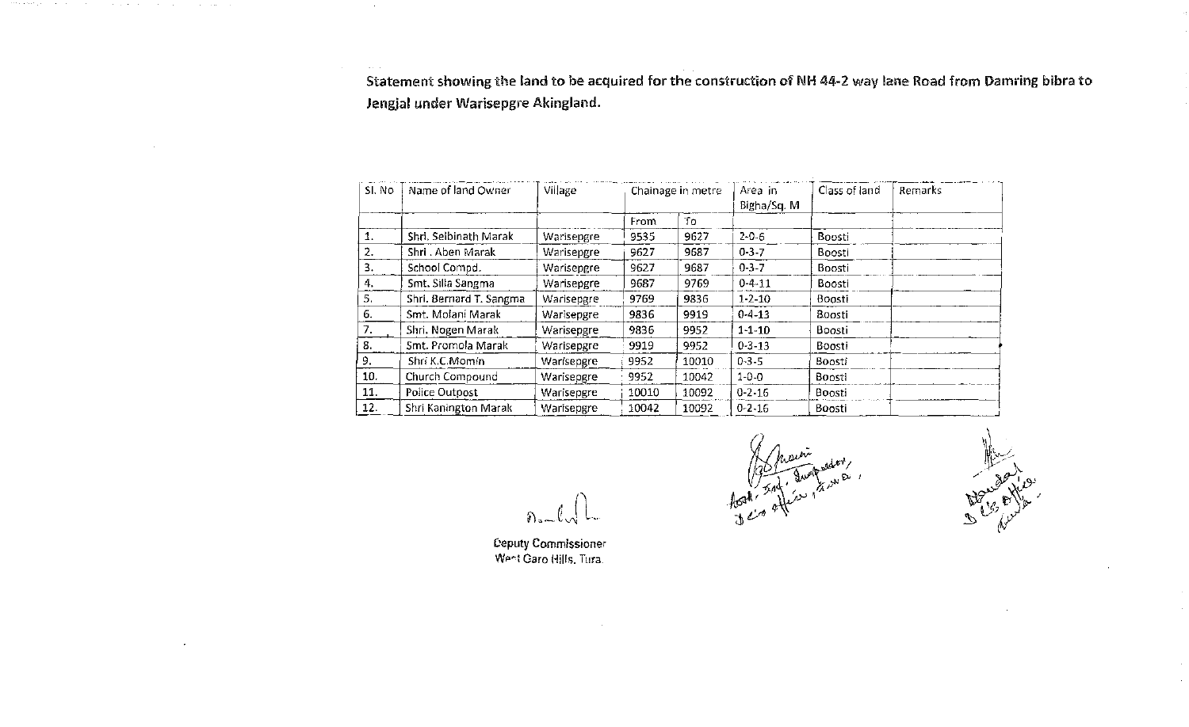**Statement showing the land to be acquired for the construction of NH 44-2 way lane Road from Damring bibra to Jengjal under Warisepgre Akingland.**

| Sl. No | Name of land Owner | Village | Chainage in metre | | Area in Bigha/Sq. M | Class of land | Remarks |
|---|---|---|---|---|---|---|---|
| | | | From | To | | | |
| 1. | Shri. Selbinath Marak | Warisepgre | 9535 | 9627 | 2-0-6 | Boosti | |
| 2. | Shri . Aben Marak | Warisepgre | 9627 | 9687 | 0-3-7 | Boosti | |
| 3. | School Compd. | Warisepgre | 9627 | 9687 | 0-3-7 | Boosti | |
| 4. | Smt. Silla Sangma | Warisepgre | 9687 | 9769 | 0-4-11 | Boosti | |
| 5. | Shri. Bernard T. Sangma | Warisepgre | 9769 | 9836 | 1-2-10 | Boosti | |
| 6. | Smt. Molani Marak | Warisepgre | 9836 | 9919 | 0-4-13 | Boosti | |
| 7. | Shri. Nogen Marak | Warisepgre | 9836 | 9952 | 1-1-10 | Boosti | |
| 8. | Smt. Promola Marak | Warisepgre | 9919 | 9952 | 0-3-13 | Boosti | |
| 9. | Shri K.C.Momin | Warisepgre | 9952 | 10010 | 0-3-5 | Boosti | |
| 10. | Church Compound | Warisepgre | 9952 | 10042 | 1-0-0 | Boosti | |
| 11. | Police Outpost | Warisepgre | 10010 | 10092 | 0-2-16 | Boosti | |
| 12. | Shri Kanington Marak | Warisepgre | 10042 | 10092 | 0-2-16 | Boosti | |

Deputy Commissioner
West Garo Hills, Tura.

Asstt. Inf. Inspector,
D.C's office, Tura.

Mandal
D.C's office
Tura.